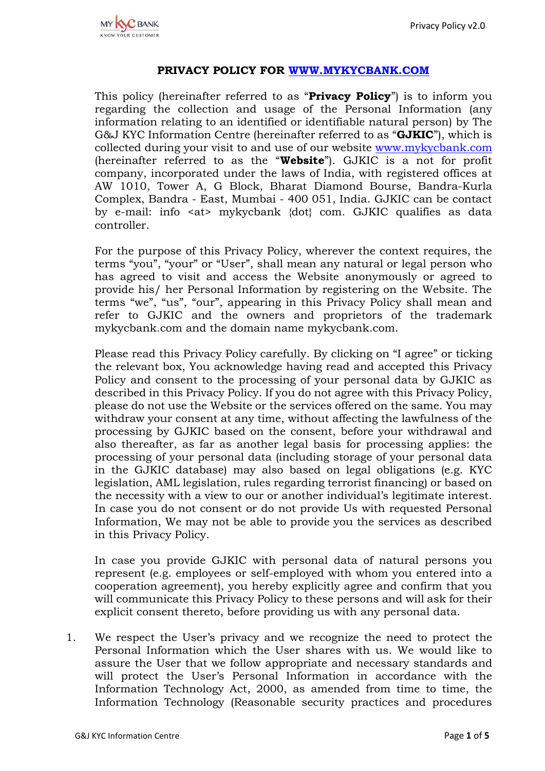# PRIVACY POLICY FOR [WWW.MYKYCBANK.COM](http://www.mykycbank.com)

This policy (hereinafter referred to as "**Privacy Policy**") is to inform you regarding the collection and usage of the Personal Information (any information relating to an identified or identifiable natural person) by The G&J KYC Information Centre (hereinafter referred to as "**GJKIC**"), which is collected during your visit to and use of our website [www.mykycbank.com](http://www.mykycbank.com) (hereinafter referred to as the "**Website**"). GJKIC is a not for profit company, incorporated under the laws of India, with registered offices at AW 1010, Tower A, G Block, Bharat Diamond Bourse, Bandra-Kurla Complex, Bandra - East, Mumbai - 400 051, India. GJKIC can be contact by e-mail: info <at> mykycbank {dot} com. GJKIC qualifies as data controller.

For the purpose of this Privacy Policy, wherever the context requires, the terms "you", "your" or "User", shall mean any natural or legal person who has agreed to visit and access the Website anonymously or agreed to provide his/ her Personal Information by registering on the Website. The terms "we", "us", "our", appearing in this Privacy Policy shall mean and refer to GJKIC and the owners and proprietors of the trademark mykycbank.com and the domain name mykycbank.com.

Please read this Privacy Policy carefully. By clicking on "I agree" or ticking the relevant box, You acknowledge having read and accepted this Privacy Policy and consent to the processing of your personal data by GJKIC as described in this Privacy Policy. If you do not agree with this Privacy Policy, please do not use the Website or the services offered on the same. You may withdraw your consent at any time, without affecting the lawfulness of the processing by GJKIC based on the consent, before your withdrawal and also thereafter, as far as another legal basis for processing applies: the processing of your personal data (including storage of your personal data in the GJKIC database) may also based on legal obligations (e.g. KYC legislation, AML legislation, rules regarding terrorist financing) or based on the necessity with a view to our or another individual's legitimate interest. In case you do not consent or do not provide Us with requested Personal Information, We may not be able to provide you the services as described in this Privacy Policy.

In case you provide GJKIC with personal data of natural persons you represent (e.g. employees or self-employed with whom you entered into a cooperation agreement), you hereby explicitly agree and confirm that you will communicate this Privacy Policy to these persons and will ask for their explicit consent thereto, before providing us with any personal data.

1. We respect the User's privacy and we recognize the need to protect the Personal Information which the User shares with us. We would like to assure the User that we follow appropriate and necessary standards and will protect the User's Personal Information in accordance with the Information Technology Act, 2000, as amended from time to time, the Information Technology (Reasonable security practices and procedures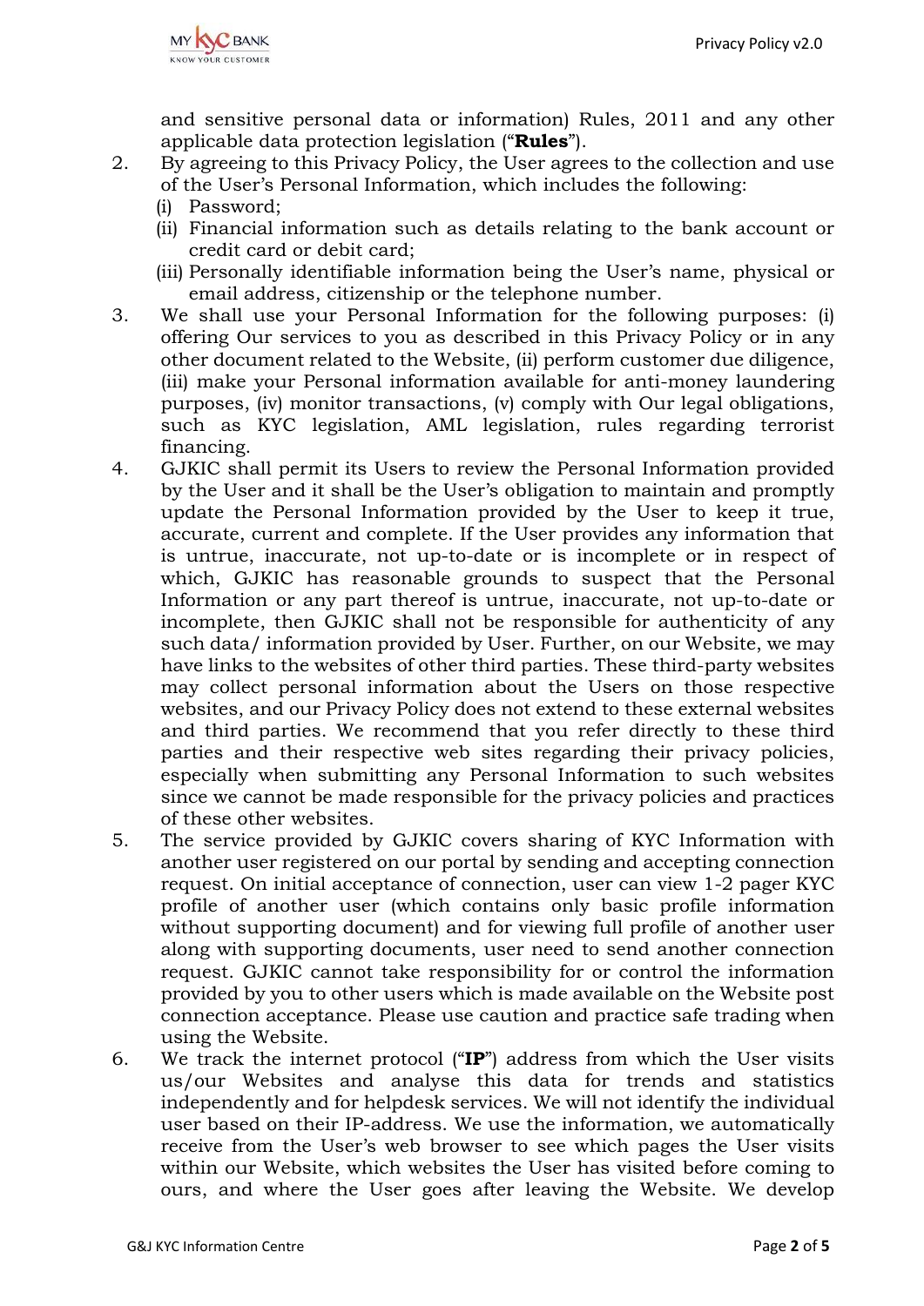and sensitive personal data or information) Rules, 2011 and any other applicable data protection legislation ("**Rules**").

2. By agreeing to this Privacy Policy, the User agrees to the collection and use of the User's Personal Information, which includes the following:
   (i) Password;
   (ii) Financial information such as details relating to the bank account or credit card or debit card;
   (iii) Personally identifiable information being the User's name, physical or email address, citizenship or the telephone number.

3. We shall use your Personal Information for the following purposes: (i) offering Our services to you as described in this Privacy Policy or in any other document related to the Website, (ii) perform customer due diligence, (iii) make your Personal information available for anti-money laundering purposes, (iv) monitor transactions, (v) comply with Our legal obligations, such as KYC legislation, AML legislation, rules regarding terrorist financing.

4. GJKIC shall permit its Users to review the Personal Information provided by the User and it shall be the User's obligation to maintain and promptly update the Personal Information provided by the User to keep it true, accurate, current and complete. If the User provides any information that is untrue, inaccurate, not up-to-date or is incomplete or in respect of which, GJKIC has reasonable grounds to suspect that the Personal Information or any part thereof is untrue, inaccurate, not up-to-date or incomplete, then GJKIC shall not be responsible for authenticity of any such data/ information provided by User. Further, on our Website, we may have links to the websites of other third parties. These third-party websites may collect personal information about the Users on those respective websites, and our Privacy Policy does not extend to these external websites and third parties. We recommend that you refer directly to these third parties and their respective web sites regarding their privacy policies, especially when submitting any Personal Information to such websites since we cannot be made responsible for the privacy policies and practices of these other websites.

5. The service provided by GJKIC covers sharing of KYC Information with another user registered on our portal by sending and accepting connection request. On initial acceptance of connection, user can view 1-2 pager KYC profile of another user (which contains only basic profile information without supporting document) and for viewing full profile of another user along with supporting documents, user need to send another connection request. GJKIC cannot take responsibility for or control the information provided by you to other users which is made available on the Website post connection acceptance. Please use caution and practice safe trading when using the Website.

6. We track the internet protocol ("**IP**") address from which the User visits us/our Websites and analyse this data for trends and statistics independently and for helpdesk services. We will not identify the individual user based on their IP-address. We use the information, we automatically receive from the User's web browser to see which pages the User visits within our Website, which websites the User has visited before coming to ours, and where the User goes after leaving the Website. We develop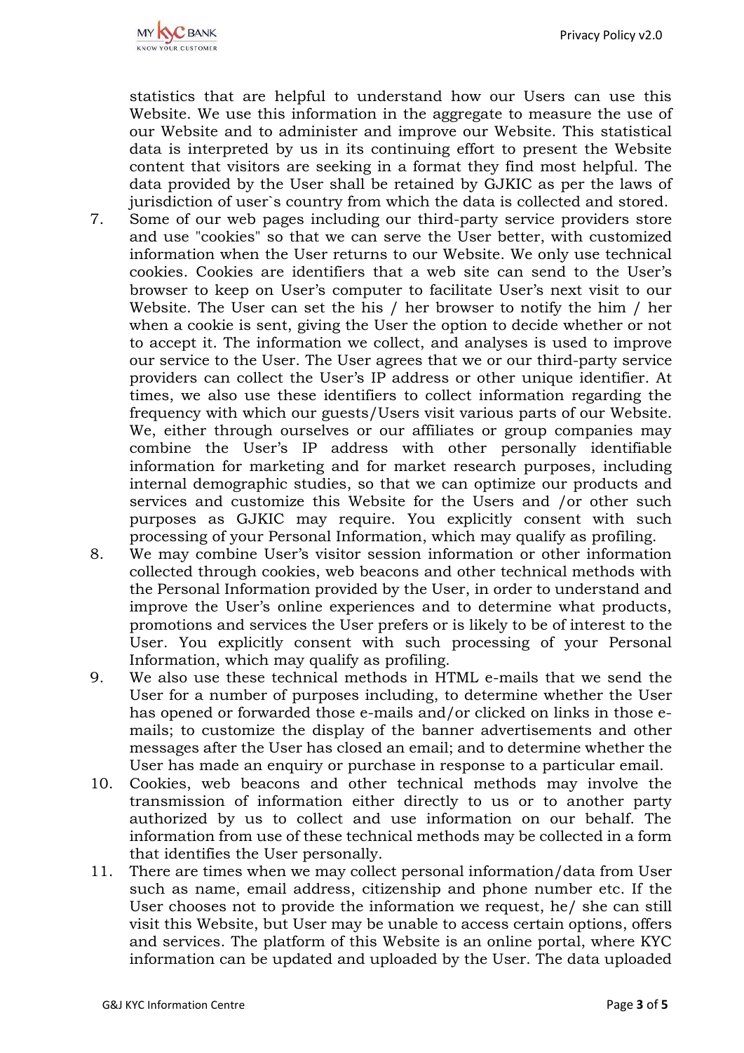statistics that are helpful to understand how our Users can use this Website. We use this information in the aggregate to measure the use of our Website and to administer and improve our Website. This statistical data is interpreted by us in its continuing effort to present the Website content that visitors are seeking in a format they find most helpful. The data provided by the User shall be retained by GJKIC as per the laws of jurisdiction of user`s country from which the data is collected and stored.

7. Some of our web pages including our third-party service providers store and use "cookies" so that we can serve the User better, with customized information when the User returns to our Website. We only use technical cookies. Cookies are identifiers that a web site can send to the User's browser to keep on User's computer to facilitate User's next visit to our Website. The User can set the his / her browser to notify the him / her when a cookie is sent, giving the User the option to decide whether or not to accept it. The information we collect, and analyses is used to improve our service to the User. The User agrees that we or our third-party service providers can collect the User's IP address or other unique identifier. At times, we also use these identifiers to collect information regarding the frequency with which our guests/Users visit various parts of our Website. We, either through ourselves or our affiliates or group companies may combine the User's IP address with other personally identifiable information for marketing and for market research purposes, including internal demographic studies, so that we can optimize our products and services and customize this Website for the Users and /or other such purposes as GJKIC may require. You explicitly consent with such processing of your Personal Information, which may qualify as profiling.
8. We may combine User's visitor session information or other information collected through cookies, web beacons and other technical methods with the Personal Information provided by the User, in order to understand and improve the User's online experiences and to determine what products, promotions and services the User prefers or is likely to be of interest to the User. You explicitly consent with such processing of your Personal Information, which may qualify as profiling.
9. We also use these technical methods in HTML e-mails that we send the User for a number of purposes including, to determine whether the User has opened or forwarded those e-mails and/or clicked on links in those e-mails; to customize the display of the banner advertisements and other messages after the User has closed an email; and to determine whether the User has made an enquiry or purchase in response to a particular email.
10. Cookies, web beacons and other technical methods may involve the transmission of information either directly to us or to another party authorized by us to collect and use information on our behalf. The information from use of these technical methods may be collected in a form that identifies the User personally.
11. There are times when we may collect personal information/data from User such as name, email address, citizenship and phone number etc. If the User chooses not to provide the information we request, he/ she can still visit this Website, but User may be unable to access certain options, offers and services. The platform of this Website is an online portal, where KYC information can be updated and uploaded by the User. The data uploaded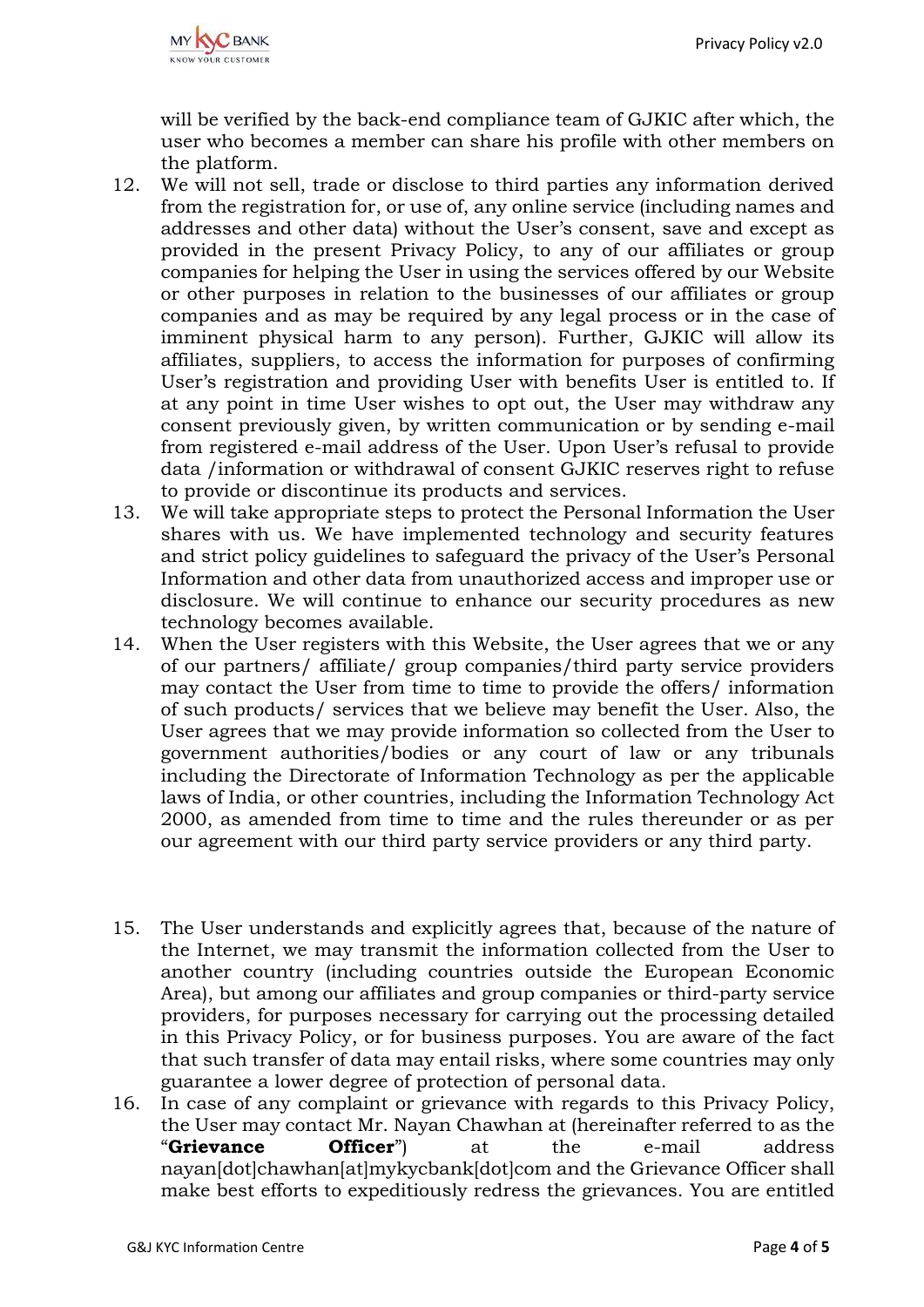will be verified by the back-end compliance team of GJKIC after which, the user who becomes a member can share his profile with other members on the platform.

12. We will not sell, trade or disclose to third parties any information derived from the registration for, or use of, any online service (including names and addresses and other data) without the User's consent, save and except as provided in the present Privacy Policy, to any of our affiliates or group companies for helping the User in using the services offered by our Website or other purposes in relation to the businesses of our affiliates or group companies and as may be required by any legal process or in the case of imminent physical harm to any person). Further, GJKIC will allow its affiliates, suppliers, to access the information for purposes of confirming User's registration and providing User with benefits User is entitled to. If at any point in time User wishes to opt out, the User may withdraw any consent previously given, by written communication or by sending e-mail from registered e-mail address of the User. Upon User's refusal to provide data /information or withdrawal of consent GJKIC reserves right to refuse to provide or discontinue its products and services.
13. We will take appropriate steps to protect the Personal Information the User shares with us. We have implemented technology and security features and strict policy guidelines to safeguard the privacy of the User's Personal Information and other data from unauthorized access and improper use or disclosure. We will continue to enhance our security procedures as new technology becomes available.
14. When the User registers with this Website, the User agrees that we or any of our partners/ affiliate/ group companies/third party service providers may contact the User from time to time to provide the offers/ information of such products/ services that we believe may benefit the User. Also, the User agrees that we may provide information so collected from the User to government authorities/bodies or any court of law or any tribunals including the Directorate of Information Technology as per the applicable laws of India, or other countries, including the Information Technology Act 2000, as amended from time to time and the rules thereunder or as per our agreement with our third party service providers or any third party.
15. The User understands and explicitly agrees that, because of the nature of the Internet, we may transmit the information collected from the User to another country (including countries outside the European Economic Area), but among our affiliates and group companies or third-party service providers, for purposes necessary for carrying out the processing detailed in this Privacy Policy, or for business purposes. You are aware of the fact that such transfer of data may entail risks, where some countries may only guarantee a lower degree of protection of personal data.
16. In case of any complaint or grievance with regards to this Privacy Policy, the User may contact Mr. Nayan Chawhan at (hereinafter referred to as the "**Grievance Officer**") at the e-mail address nayan[dot]chawhan[at]mykycbank[dot]com and the Grievance Officer shall make best efforts to expeditiously redress the grievances. You are entitled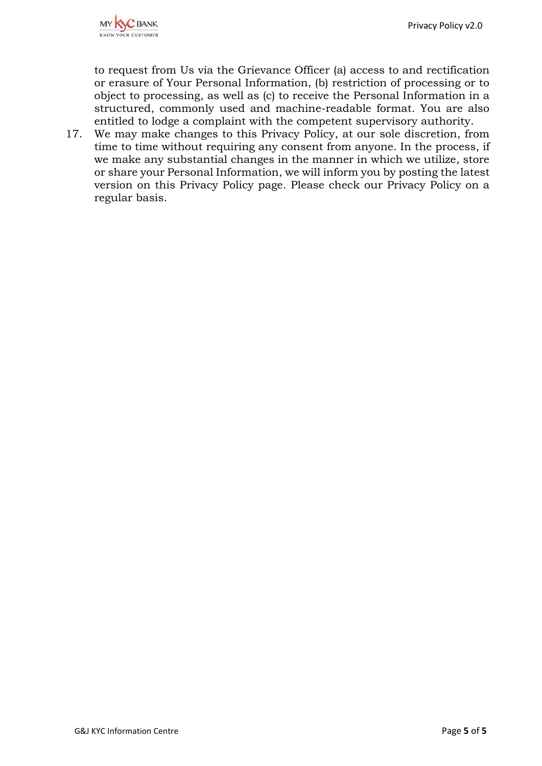to request from Us via the Grievance Officer (a) access to and rectification or erasure of Your Personal Information, (b) restriction of processing or to object to processing, as well as (c) to receive the Personal Information in a structured, commonly used and machine-readable format. You are also entitled to lodge a complaint with the competent supervisory authority.

17. We may make changes to this Privacy Policy, at our sole discretion, from time to time without requiring any consent from anyone. In the process, if we make any substantial changes in the manner in which we utilize, store or share your Personal Information, we will inform you by posting the latest version on this Privacy Policy page. Please check our Privacy Policy on a regular basis.